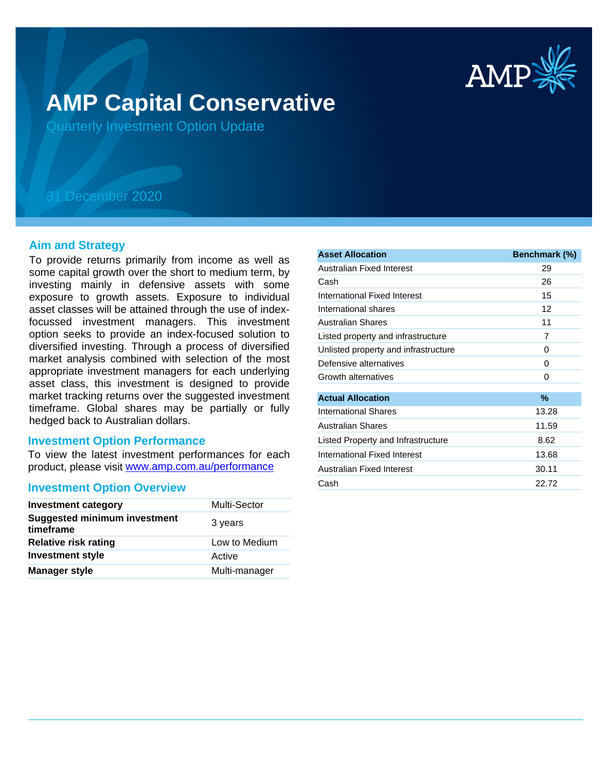# AMP Capital Conservative

Quarterly Investment Option Update

31 December 2020

## Aim and Strategy

To provide returns primarily from income as well as some capital growth over the short to medium term, by investing mainly in defensive assets with some exposure to growth assets. Exposure to individual asset classes will be attained through the use of index-focussed investment managers. This investment option seeks to provide an index-focused solution to diversified investing. Through a process of diversified market analysis combined with selection of the most appropriate investment managers for each underlying asset class, this investment is designed to provide market tracking returns over the suggested investment timeframe. Global shares may be partially or fully hedged back to Australian dollars.

## Investment Option Performance

To view the latest investment performances for each product, please visit www.amp.com.au/performance

## Investment Option Overview

| | |
|---|---|
| **Investment category** | Multi-Sector |
| **Suggested minimum investment timeframe** | 3 years |
| **Relative risk rating** | Low to Medium |
| **Investment style** | Active |
| **Manager style** | Multi-manager |

| Asset Allocation | Benchmark (%) |
|---|---|
| Australian Fixed Interest | 29 |
| Cash | 26 |
| International Fixed Interest | 15 |
| International shares | 12 |
| Australian Shares | 11 |
| Listed property and infrastructure | 7 |
| Unlisted property and infrastructure | 0 |
| Defensive alternatives | 0 |
| Growth alternatives | 0 |

| Actual Allocation | % |
|---|---|
| International Shares | 13.28 |
| Australian Shares | 11.59 |
| Listed Property and Infrastructure | 8.62 |
| International Fixed Interest | 13.68 |
| Australian Fixed Interest | 30.11 |
| Cash | 22.72 |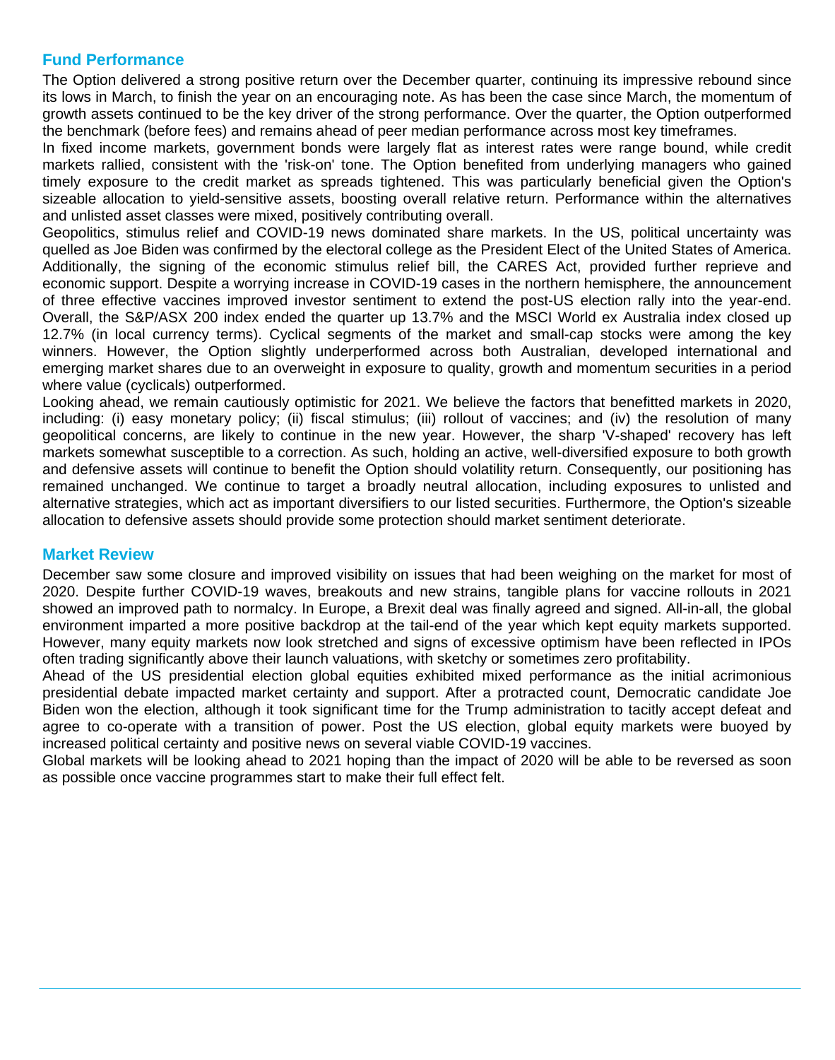## Fund Performance

The Option delivered a strong positive return over the December quarter, continuing its impressive rebound since its lows in March, to finish the year on an encouraging note. As has been the case since March, the momentum of growth assets continued to be the key driver of the strong performance. Over the quarter, the Option outperformed the benchmark (before fees) and remains ahead of peer median performance across most key timeframes.

In fixed income markets, government bonds were largely flat as interest rates were range bound, while credit markets rallied, consistent with the 'risk-on' tone. The Option benefited from underlying managers who gained timely exposure to the credit market as spreads tightened. This was particularly beneficial given the Option's sizeable allocation to yield-sensitive assets, boosting overall relative return. Performance within the alternatives and unlisted asset classes were mixed, positively contributing overall.

Geopolitics, stimulus relief and COVID-19 news dominated share markets. In the US, political uncertainty was quelled as Joe Biden was confirmed by the electoral college as the President Elect of the United States of America. Additionally, the signing of the economic stimulus relief bill, the CARES Act, provided further reprieve and economic support. Despite a worrying increase in COVID-19 cases in the northern hemisphere, the announcement of three effective vaccines improved investor sentiment to extend the post-US election rally into the year-end. Overall, the S&P/ASX 200 index ended the quarter up 13.7% and the MSCI World ex Australia index closed up 12.7% (in local currency terms). Cyclical segments of the market and small-cap stocks were among the key winners. However, the Option slightly underperformed across both Australian, developed international and emerging market shares due to an overweight in exposure to quality, growth and momentum securities in a period where value (cyclicals) outperformed.

Looking ahead, we remain cautiously optimistic for 2021. We believe the factors that benefitted markets in 2020, including: (i) easy monetary policy; (ii) fiscal stimulus; (iii) rollout of vaccines; and (iv) the resolution of many geopolitical concerns, are likely to continue in the new year. However, the sharp 'V-shaped' recovery has left markets somewhat susceptible to a correction. As such, holding an active, well-diversified exposure to both growth and defensive assets will continue to benefit the Option should volatility return. Consequently, our positioning has remained unchanged. We continue to target a broadly neutral allocation, including exposures to unlisted and alternative strategies, which act as important diversifiers to our listed securities. Furthermore, the Option's sizeable allocation to defensive assets should provide some protection should market sentiment deteriorate.

## Market Review

December saw some closure and improved visibility on issues that had been weighing on the market for most of 2020. Despite further COVID-19 waves, breakouts and new strains, tangible plans for vaccine rollouts in 2021 showed an improved path to normalcy. In Europe, a Brexit deal was finally agreed and signed. All-in-all, the global environment imparted a more positive backdrop at the tail-end of the year which kept equity markets supported. However, many equity markets now look stretched and signs of excessive optimism have been reflected in IPOs often trading significantly above their launch valuations, with sketchy or sometimes zero profitability.

Ahead of the US presidential election global equities exhibited mixed performance as the initial acrimonious presidential debate impacted market certainty and support. After a protracted count, Democratic candidate Joe Biden won the election, although it took significant time for the Trump administration to tacitly accept defeat and agree to co-operate with a transition of power. Post the US election, global equity markets were buoyed by increased political certainty and positive news on several viable COVID-19 vaccines.

Global markets will be looking ahead to 2021 hoping than the impact of 2020 will be able to be reversed as soon as possible once vaccine programmes start to make their full effect felt.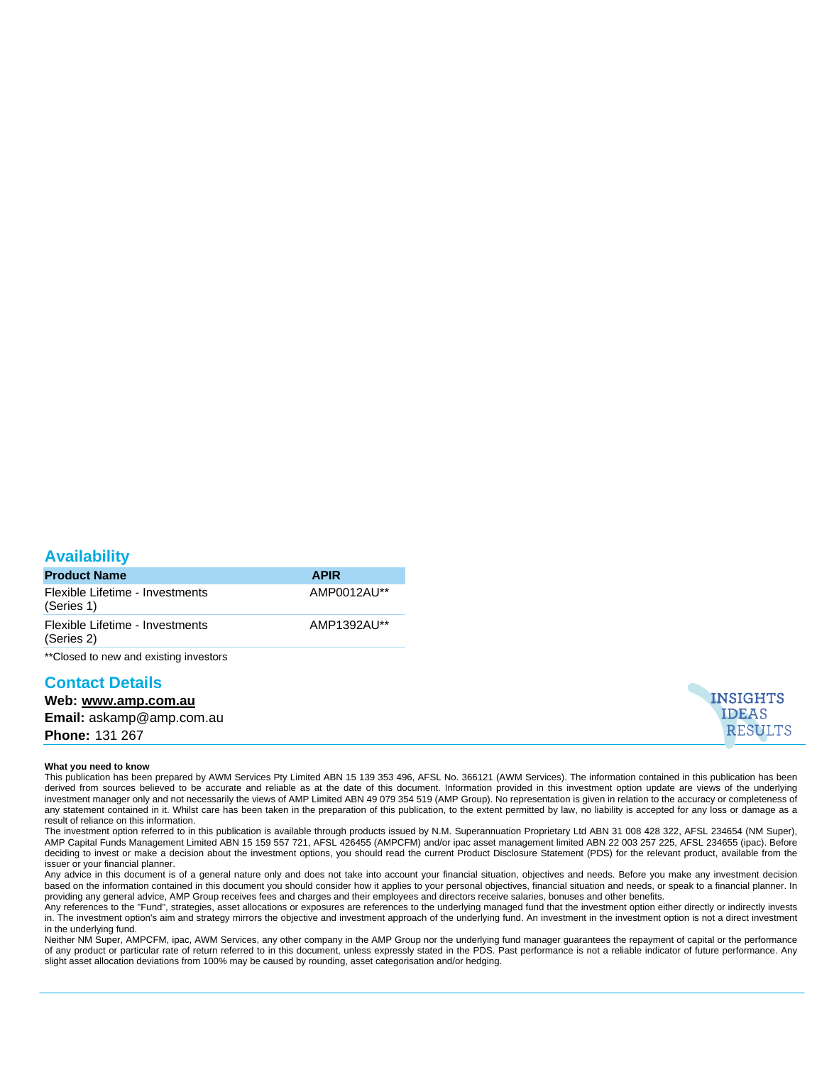## Availability

| Product Name | APIR |
|---|---|
| Flexible Lifetime - Investments (Series 1) | AMP0012AU** |
| Flexible Lifetime - Investments (Series 2) | AMP1392AU** |

**Closed to new and existing investors

## Contact Details

**Web:** **www.amp.com.au**
**Email:** askamp@amp.com.au
**Phone:** 131 267

INSIGHTS
IDEAS
RESULTS

**What you need to know**

This publication has been prepared by AWM Services Pty Limited ABN 15 139 353 496, AFSL No. 366121 (AWM Services). The information contained in this publication has been derived from sources believed to be accurate and reliable as at the date of this document. Information provided in this investment option update are views of the underlying investment manager only and not necessarily the views of AMP Limited ABN 49 079 354 519 (AMP Group). No representation is given in relation to the accuracy or completeness of any statement contained in it. Whilst care has been taken in the preparation of this publication, to the extent permitted by law, no liability is accepted for any loss or damage as a result of reliance on this information.

The investment option referred to in this publication is available through products issued by N.M. Superannuation Proprietary Ltd ABN 31 008 428 322, AFSL 234654 (NM Super), AMP Capital Funds Management Limited ABN 15 159 557 721, AFSL 426455 (AMPCFM) and/or ipac asset management limited ABN 22 003 257 225, AFSL 234655 (ipac). Before deciding to invest or make a decision about the investment options, you should read the current Product Disclosure Statement (PDS) for the relevant product, available from the issuer or your financial planner.

Any advice in this document is of a general nature only and does not take into account your financial situation, objectives and needs. Before you make any investment decision based on the information contained in this document you should consider how it applies to your personal objectives, financial situation and needs, or speak to a financial planner. In providing any general advice, AMP Group receives fees and charges and their employees and directors receive salaries, bonuses and other benefits.

Any references to the "Fund", strategies, asset allocations or exposures are references to the underlying managed fund that the investment option either directly or indirectly invests in. The investment option's aim and strategy mirrors the objective and investment approach of the underlying fund. An investment in the investment option is not a direct investment in the underlying fund.

Neither NM Super, AMPCFM, ipac, AWM Services, any other company in the AMP Group nor the underlying fund manager guarantees the repayment of capital or the performance of any product or particular rate of return referred to in this document, unless expressly stated in the PDS. Past performance is not a reliable indicator of future performance. Any slight asset allocation deviations from 100% may be caused by rounding, asset categorisation and/or hedging.